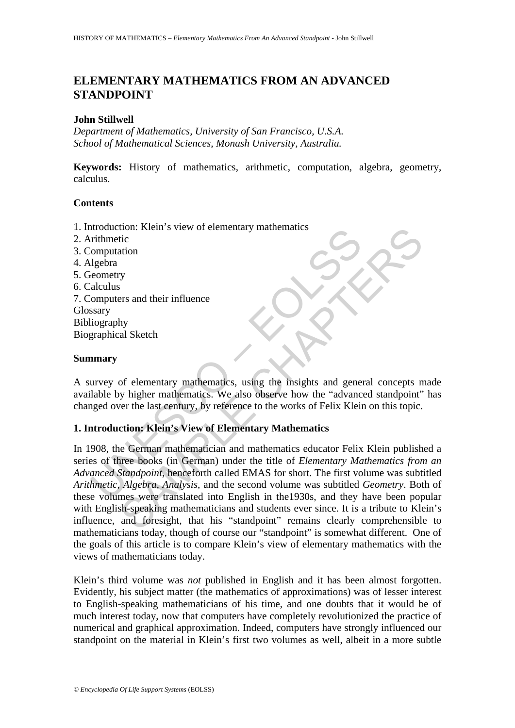# ELEMENTARY MATHEMATICS FROM AN ADVANCED STANDPOINT

**John Stillwell**

*Department of Mathematics, University of San Francisco, U.S.A.*
*School of Mathematical Sciences, Monash University, Australia.*

**Keywords:** History of mathematics, arithmetic, computation, algebra, geometry, calculus.

## Contents

1. Introduction: Klein's view of elementary mathematics
2. Arithmetic
3. Computation
4. Algebra
5. Geometry
6. Calculus
7. Computers and their influence

Glossary
Bibliography
Biographical Sketch

## Summary

A survey of elementary mathematics, using the insights and general concepts made available by higher mathematics. We also observe how the "advanced standpoint" has changed over the last century, by reference to the works of Felix Klein on this topic.

## 1. Introduction: Klein's View of Elementary Mathematics

In 1908, the German mathematician and mathematics educator Felix Klein published a series of three books (in German) under the title of *Elementary Mathematics from an Advanced Standpoint*, henceforth called EMAS for short. The first volume was subtitled *Arithmetic, Algebra, Analysis*, and the second volume was subtitled *Geometry*. Both of these volumes were translated into English in the1930s, and they have been popular with English-speaking mathematicians and students ever since. It is a tribute to Klein's influence, and foresight, that his "standpoint" remains clearly comprehensible to mathematicians today, though of course our "standpoint" is somewhat different. One of the goals of this article is to compare Klein's view of elementary mathematics with the views of mathematicians today.

Klein's third volume was *not* published in English and it has been almost forgotten. Evidently, his subject matter (the mathematics of approximations) was of lesser interest to English-speaking mathematicians of his time, and one doubts that it would be of much interest today, now that computers have completely revolutionized the practice of numerical and graphical approximation. Indeed, computers have strongly influenced our standpoint on the material in Klein's first two volumes as well, albeit in a more subtle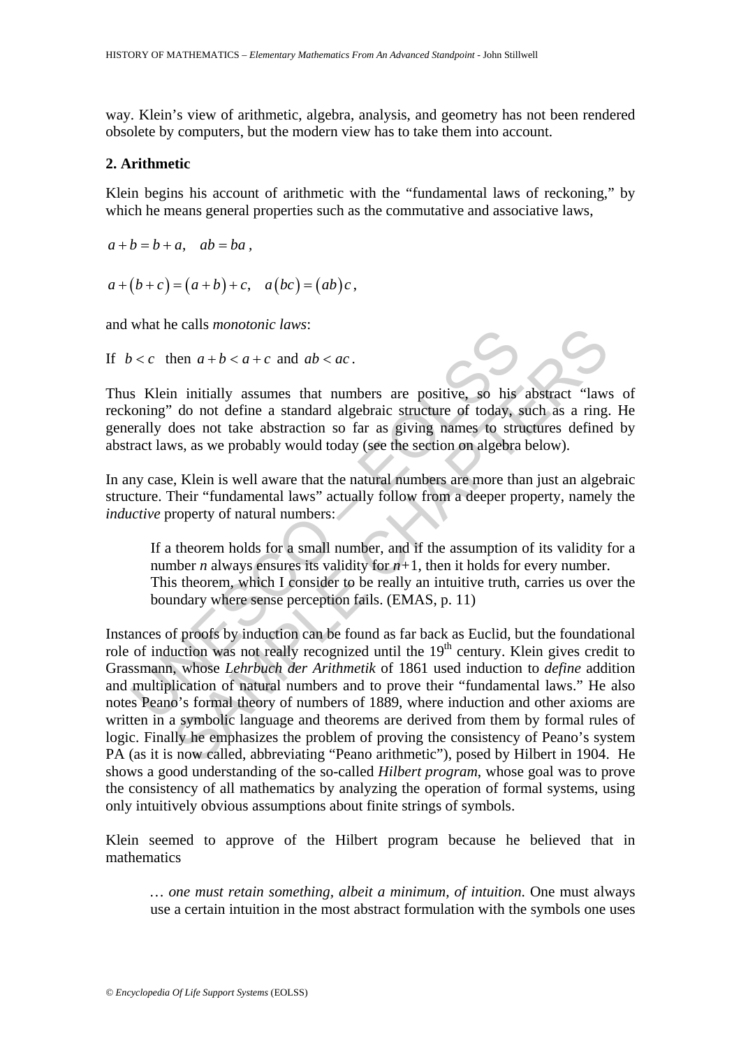way. Klein's view of arithmetic, algebra, analysis, and geometry has not been rendered obsolete by computers, but the modern view has to take them into account.

## 2. Arithmetic

Klein begins his account of arithmetic with the "fundamental laws of reckoning," by which he means general properties such as the commutative and associative laws,

$$a+b=b+a, \quad ab=ba\,,$$

$$a+(b+c)=(a+b)+c, \quad a(bc)=(ab)c\,,$$

and what he calls *monotonic laws*:

If $b<c$ then $a+b<a+c$ and $ab<ac$.

Thus Klein initially assumes that numbers are positive, so his abstract "laws of reckoning" do not define a standard algebraic structure of today, such as a ring. He generally does not take abstraction so far as giving names to structures defined by abstract laws, as we probably would today (see the section on algebra below).

In any case, Klein is well aware that the natural numbers are more than just an algebraic structure. Their "fundamental laws" actually follow from a deeper property, namely the *inductive* property of natural numbers:

> If a theorem holds for a small number, and if the assumption of its validity for a number $n$ always ensures its validity for $n+1$, then it holds for every number. This theorem, which I consider to be really an intuitive truth, carries us over the boundary where sense perception fails. (EMAS, p. 11)

Instances of proofs by induction can be found as far back as Euclid, but the foundational role of induction was not really recognized until the 19th century. Klein gives credit to Grassmann, whose *Lehrbuch der Arithmetik* of 1861 used induction to *define* addition and multiplication of natural numbers and to prove their "fundamental laws." He also notes Peano's formal theory of numbers of 1889, where induction and other axioms are written in a symbolic language and theorems are derived from them by formal rules of logic. Finally he emphasizes the problem of proving the consistency of Peano's system PA (as it is now called, abbreviating "Peano arithmetic"), posed by Hilbert in 1904. He shows a good understanding of the so-called *Hilbert program*, whose goal was to prove the consistency of all mathematics by analyzing the operation of formal systems, using only intuitively obvious assumptions about finite strings of symbols.

Klein seemed to approve of the Hilbert program because he believed that in mathematics

> … *one must retain something, albeit a minimum, of intuition.* One must always use a certain intuition in the most abstract formulation with the symbols one uses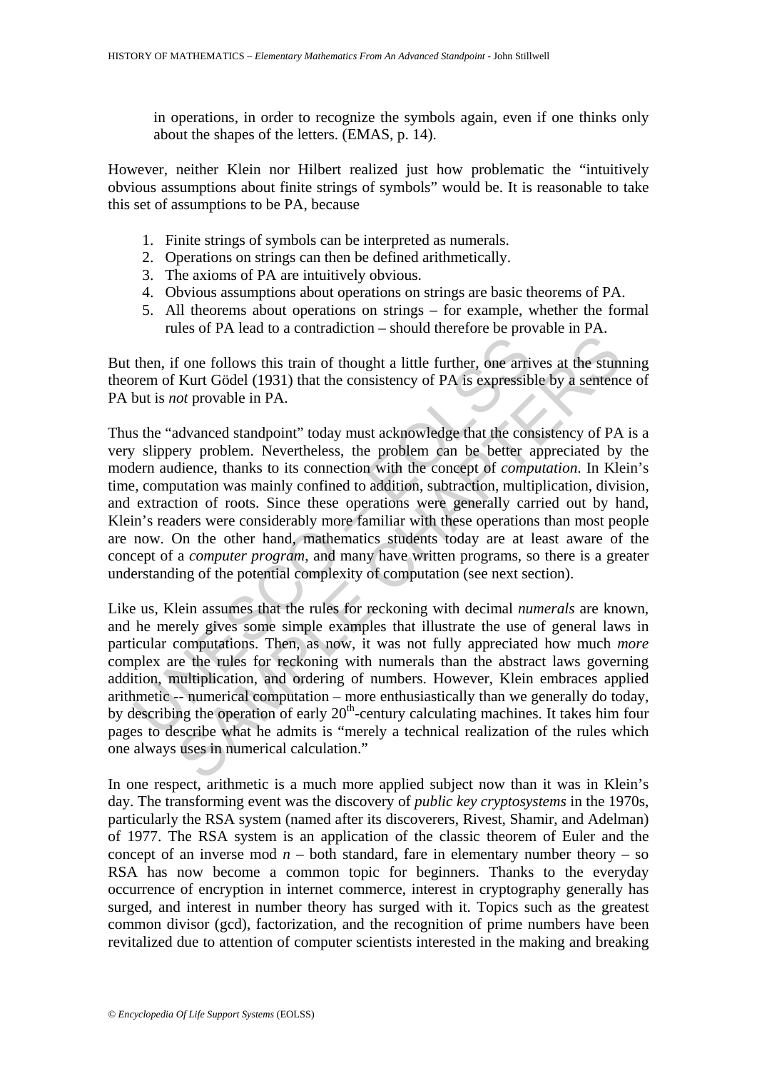in operations, in order to recognize the symbols again, even if one thinks only about the shapes of the letters. (EMAS, p. 14).

However, neither Klein nor Hilbert realized just how problematic the "intuitively obvious assumptions about finite strings of symbols" would be. It is reasonable to take this set of assumptions to be PA, because

1. Finite strings of symbols can be interpreted as numerals.
2. Operations on strings can then be defined arithmetically.
3. The axioms of PA are intuitively obvious.
4. Obvious assumptions about operations on strings are basic theorems of PA.
5. All theorems about operations on strings – for example, whether the formal rules of PA lead to a contradiction – should therefore be provable in PA.

But then, if one follows this train of thought a little further, one arrives at the stunning theorem of Kurt Gödel (1931) that the consistency of PA is expressible by a sentence of PA but is *not* provable in PA.

Thus the "advanced standpoint" today must acknowledge that the consistency of PA is a very slippery problem. Nevertheless, the problem can be better appreciated by the modern audience, thanks to its connection with the concept of *computation*. In Klein's time, computation was mainly confined to addition, subtraction, multiplication, division, and extraction of roots. Since these operations were generally carried out by hand, Klein's readers were considerably more familiar with these operations than most people are now. On the other hand, mathematics students today are at least aware of the concept of a *computer program*, and many have written programs, so there is a greater understanding of the potential complexity of computation (see next section).

Like us, Klein assumes that the rules for reckoning with decimal *numerals* are known, and he merely gives some simple examples that illustrate the use of general laws in particular computations. Then, as now, it was not fully appreciated how much *more* complex are the rules for reckoning with numerals than the abstract laws governing addition, multiplication, and ordering of numbers. However, Klein embraces applied arithmetic -- numerical computation – more enthusiastically than we generally do today, by describing the operation of early 20th-century calculating machines. It takes him four pages to describe what he admits is "merely a technical realization of the rules which one always uses in numerical calculation."

In one respect, arithmetic is a much more applied subject now than it was in Klein's day. The transforming event was the discovery of *public key cryptosystems* in the 1970s, particularly the RSA system (named after its discoverers, Rivest, Shamir, and Adelman) of 1977. The RSA system is an application of the classic theorem of Euler and the concept of an inverse mod $n$ – both standard, fare in elementary number theory – so RSA has now become a common topic for beginners. Thanks to the everyday occurrence of encryption in internet commerce, interest in cryptography generally has surged, and interest in number theory has surged with it. Topics such as the greatest common divisor (gcd), factorization, and the recognition of prime numbers have been revitalized due to attention of computer scientists interested in the making and breaking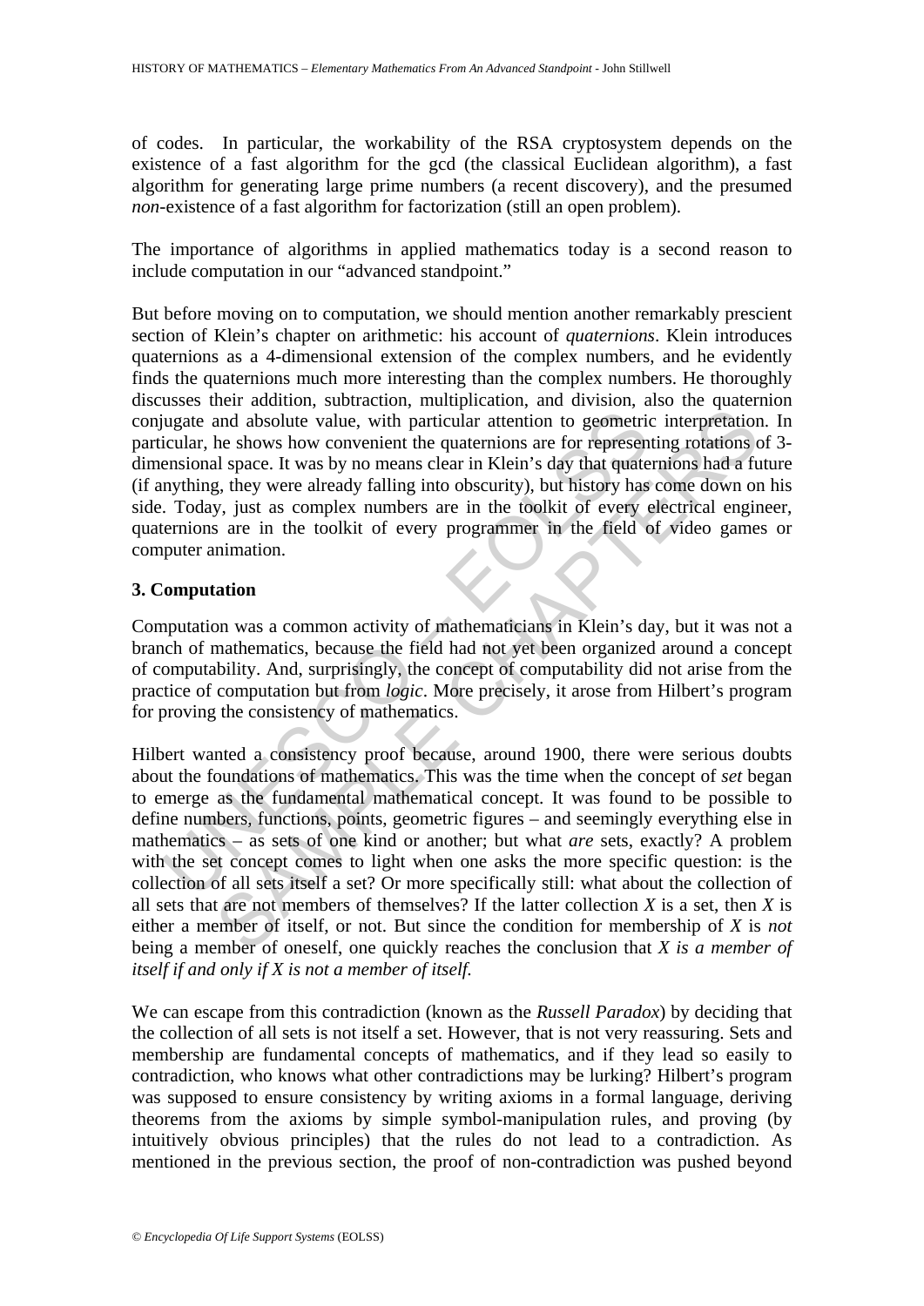of codes. In particular, the workability of the RSA cryptosystem depends on the existence of a fast algorithm for the gcd (the classical Euclidean algorithm), a fast algorithm for generating large prime numbers (a recent discovery), and the presumed *non*-existence of a fast algorithm for factorization (still an open problem).

The importance of algorithms in applied mathematics today is a second reason to include computation in our "advanced standpoint."

But before moving on to computation, we should mention another remarkably prescient section of Klein's chapter on arithmetic: his account of *quaternions*. Klein introduces quaternions as a 4-dimensional extension of the complex numbers, and he evidently finds the quaternions much more interesting than the complex numbers. He thoroughly discusses their addition, subtraction, multiplication, and division, also the quaternion conjugate and absolute value, with particular attention to geometric interpretation. In particular, he shows how convenient the quaternions are for representing rotations of 3-dimensional space. It was by no means clear in Klein's day that quaternions had a future (if anything, they were already falling into obscurity), but history has come down on his side. Today, just as complex numbers are in the toolkit of every electrical engineer, quaternions are in the toolkit of every programmer in the field of video games or computer animation.

## 3. Computation

Computation was a common activity of mathematicians in Klein's day, but it was not a branch of mathematics, because the field had not yet been organized around a concept of computability. And, surprisingly, the concept of computability did not arise from the practice of computation but from *logic*. More precisely, it arose from Hilbert's program for proving the consistency of mathematics.

Hilbert wanted a consistency proof because, around 1900, there were serious doubts about the foundations of mathematics. This was the time when the concept of *set* began to emerge as the fundamental mathematical concept. It was found to be possible to define numbers, functions, points, geometric figures – and seemingly everything else in mathematics – as sets of one kind or another; but what *are* sets, exactly? A problem with the set concept comes to light when one asks the more specific question: is the collection of all sets itself a set? Or more specifically still: what about the collection of all sets that are not members of themselves? If the latter collection $X$ is a set, then $X$ is either a member of itself, or not. But since the condition for membership of $X$ is *not* being a member of oneself, one quickly reaches the conclusion that *$X$ is a member of itself if and only if $X$ is not a member of itself.*

We can escape from this contradiction (known as the *Russell Paradox*) by deciding that the collection of all sets is not itself a set. However, that is not very reassuring. Sets and membership are fundamental concepts of mathematics, and if they lead so easily to contradiction, who knows what other contradictions may be lurking? Hilbert's program was supposed to ensure consistency by writing axioms in a formal language, deriving theorems from the axioms by simple symbol-manipulation rules, and proving (by intuitively obvious principles) that the rules do not lead to a contradiction. As mentioned in the previous section, the proof of non-contradiction was pushed beyond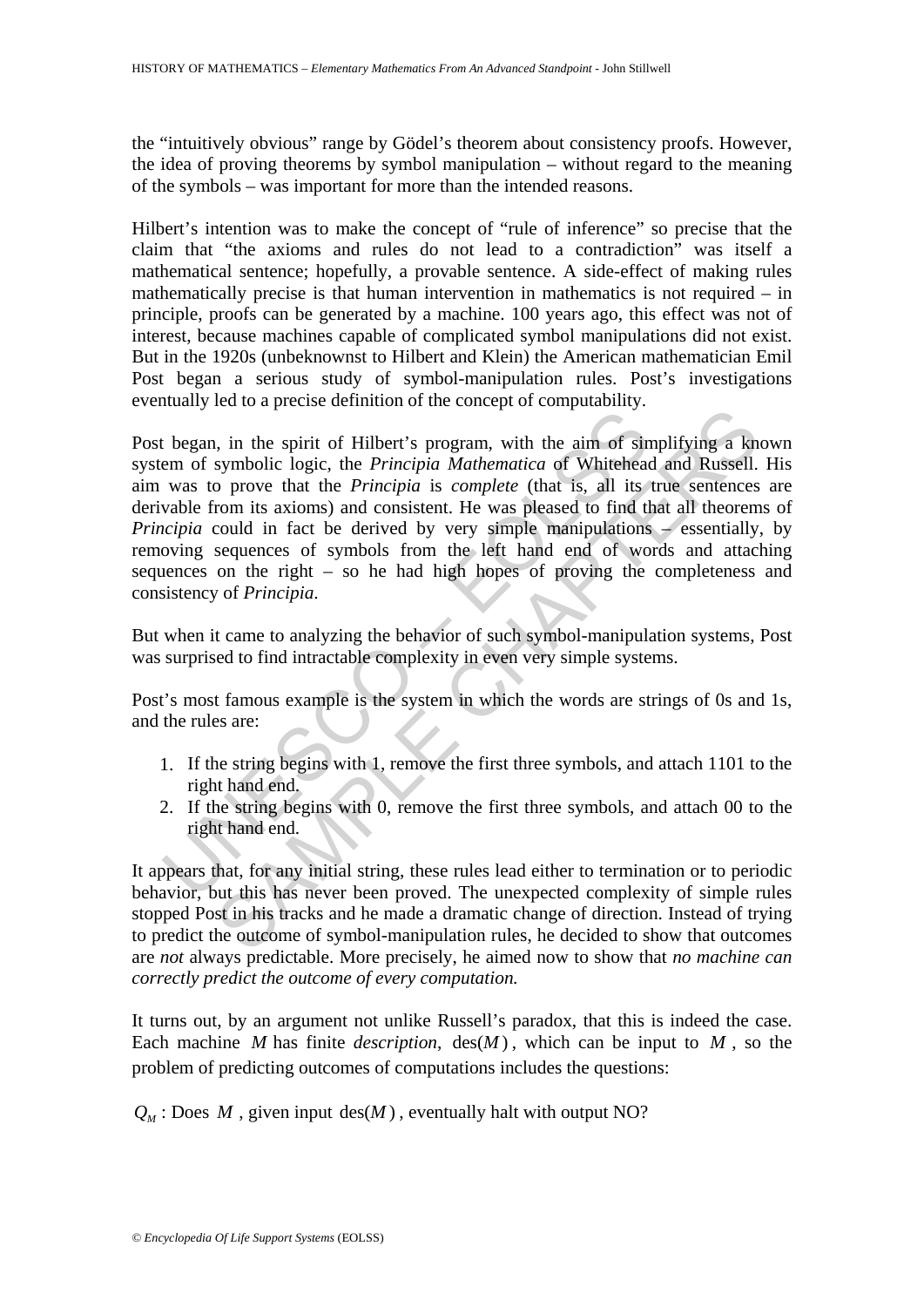the "intuitively obvious" range by Gödel's theorem about consistency proofs. However, the idea of proving theorems by symbol manipulation – without regard to the meaning of the symbols – was important for more than the intended reasons.

Hilbert's intention was to make the concept of "rule of inference" so precise that the claim that "the axioms and rules do not lead to a contradiction" was itself a mathematical sentence; hopefully, a provable sentence. A side-effect of making rules mathematically precise is that human intervention in mathematics is not required – in principle, proofs can be generated by a machine. 100 years ago, this effect was not of interest, because machines capable of complicated symbol manipulations did not exist. But in the 1920s (unbeknownst to Hilbert and Klein) the American mathematician Emil Post began a serious study of symbol-manipulation rules. Post's investigations eventually led to a precise definition of the concept of computability.

Post began, in the spirit of Hilbert's program, with the aim of simplifying a known system of symbolic logic, the *Principia Mathematica* of Whitehead and Russell. His aim was to prove that the *Principia* is *complete* (that is, all its true sentences are derivable from its axioms) and consistent. He was pleased to find that all theorems of *Principia* could in fact be derived by very simple manipulations – essentially, by removing sequences of symbols from the left hand end of words and attaching sequences on the right – so he had high hopes of proving the completeness and consistency of *Principia*.

But when it came to analyzing the behavior of such symbol-manipulation systems, Post was surprised to find intractable complexity in even very simple systems.

Post's most famous example is the system in which the words are strings of 0s and 1s, and the rules are:

1. If the string begins with 1, remove the first three symbols, and attach 1101 to the right hand end.
2. If the string begins with 0, remove the first three symbols, and attach 00 to the right hand end.

It appears that, for any initial string, these rules lead either to termination or to periodic behavior, but this has never been proved. The unexpected complexity of simple rules stopped Post in his tracks and he made a dramatic change of direction. Instead of trying to predict the outcome of symbol-manipulation rules, he decided to show that outcomes are *not* always predictable. More precisely, he aimed now to show that *no machine can correctly predict the outcome of every computation.*

It turns out, by an argument not unlike Russell's paradox, that this is indeed the case. Each machine $M$ has finite *description*, $\text{des}(M)$, which can be input to $M$, so the problem of predicting outcomes of computations includes the questions:

$Q_M$ : Does $M$, given input $\text{des}(M)$, eventually halt with output NO?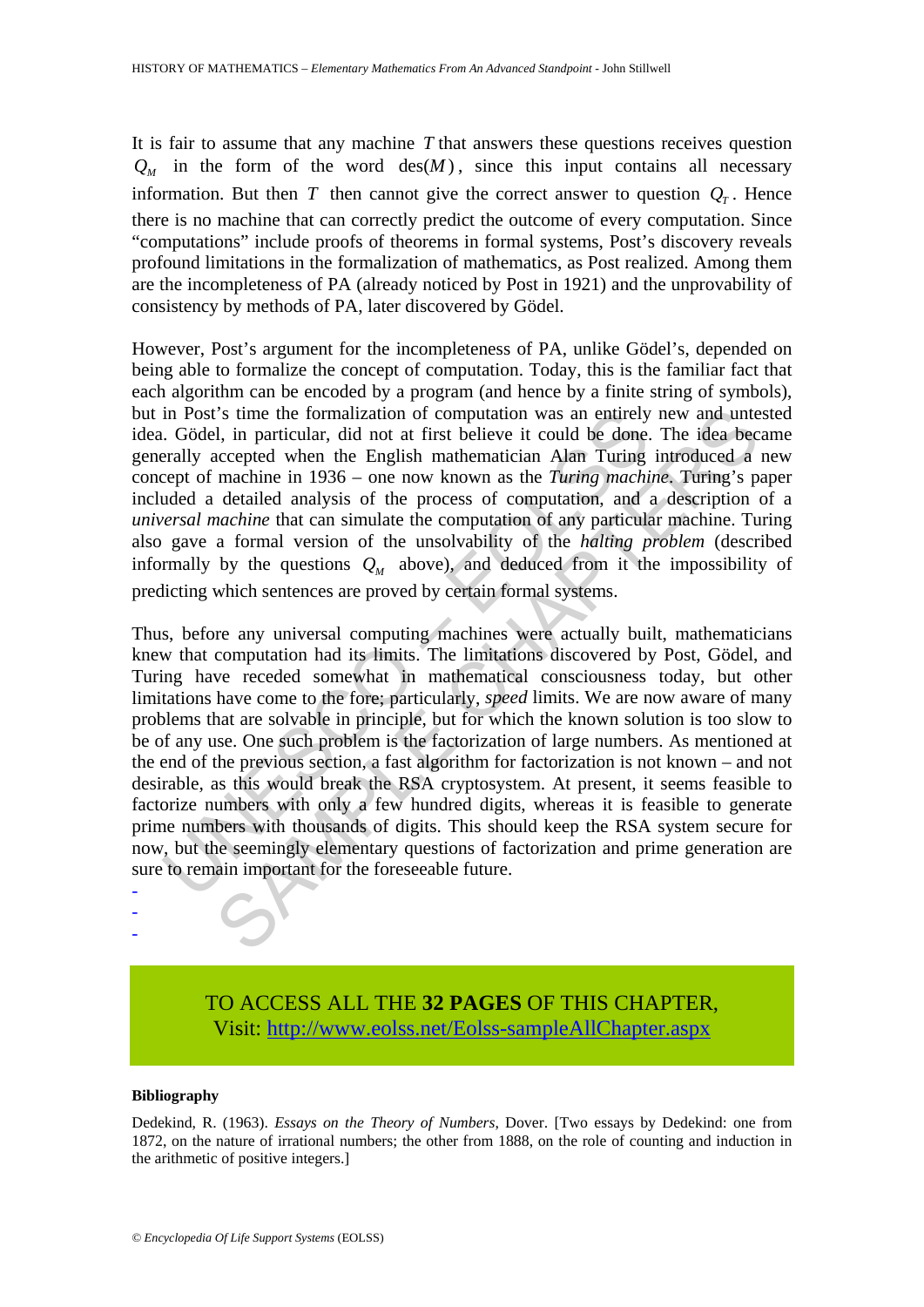It is fair to assume that any machine $T$ that answers these questions receives question $Q_M$ in the form of the word $\text{des}(M)$, since this input contains all necessary information. But then $T$ then cannot give the correct answer to question $Q_T$. Hence there is no machine that can correctly predict the outcome of every computation. Since "computations" include proofs of theorems in formal systems, Post's discovery reveals profound limitations in the formalization of mathematics, as Post realized. Among them are the incompleteness of PA (already noticed by Post in 1921) and the unprovability of consistency by methods of PA, later discovered by Gödel.

However, Post's argument for the incompleteness of PA, unlike Gödel's, depended on being able to formalize the concept of computation. Today, this is the familiar fact that each algorithm can be encoded by a program (and hence by a finite string of symbols), but in Post's time the formalization of computation was an entirely new and untested idea. Gödel, in particular, did not at first believe it could be done. The idea became generally accepted when the English mathematician Alan Turing introduced a new concept of machine in 1936 – one now known as the *Turing machine*. Turing's paper included a detailed analysis of the process of computation, and a description of a *universal machine* that can simulate the computation of any particular machine. Turing also gave a formal version of the unsolvability of the *halting problem* (described informally by the questions $Q_M$ above), and deduced from it the impossibility of predicting which sentences are proved by certain formal systems.

Thus, before any universal computing machines were actually built, mathematicians knew that computation had its limits. The limitations discovered by Post, Gödel, and Turing have receded somewhat in mathematical consciousness today, but other limitations have come to the fore; particularly, *speed* limits. We are now aware of many problems that are solvable in principle, but for which the known solution is too slow to be of any use. One such problem is the factorization of large numbers. As mentioned at the end of the previous section, a fast algorithm for factorization is not known – and not desirable, as this would break the RSA cryptosystem. At present, it seems feasible to factorize numbers with only a few hundred digits, whereas it is feasible to generate prime numbers with thousands of digits. This should keep the RSA system secure for now, but the seemingly elementary questions of factorization and prime generation are sure to remain important for the foreseeable future.

-
-
-

TO ACCESS ALL THE **32 PAGES** OF THIS CHAPTER,
Visit: http://www.eolss.net/Eolss-sampleAllChapter.aspx

**Bibliography**

Dedekind, R. (1963). *Essays on the Theory of Numbers*, Dover. [Two essays by Dedekind: one from 1872, on the nature of irrational numbers; the other from 1888, on the role of counting and induction in the arithmetic of positive integers.]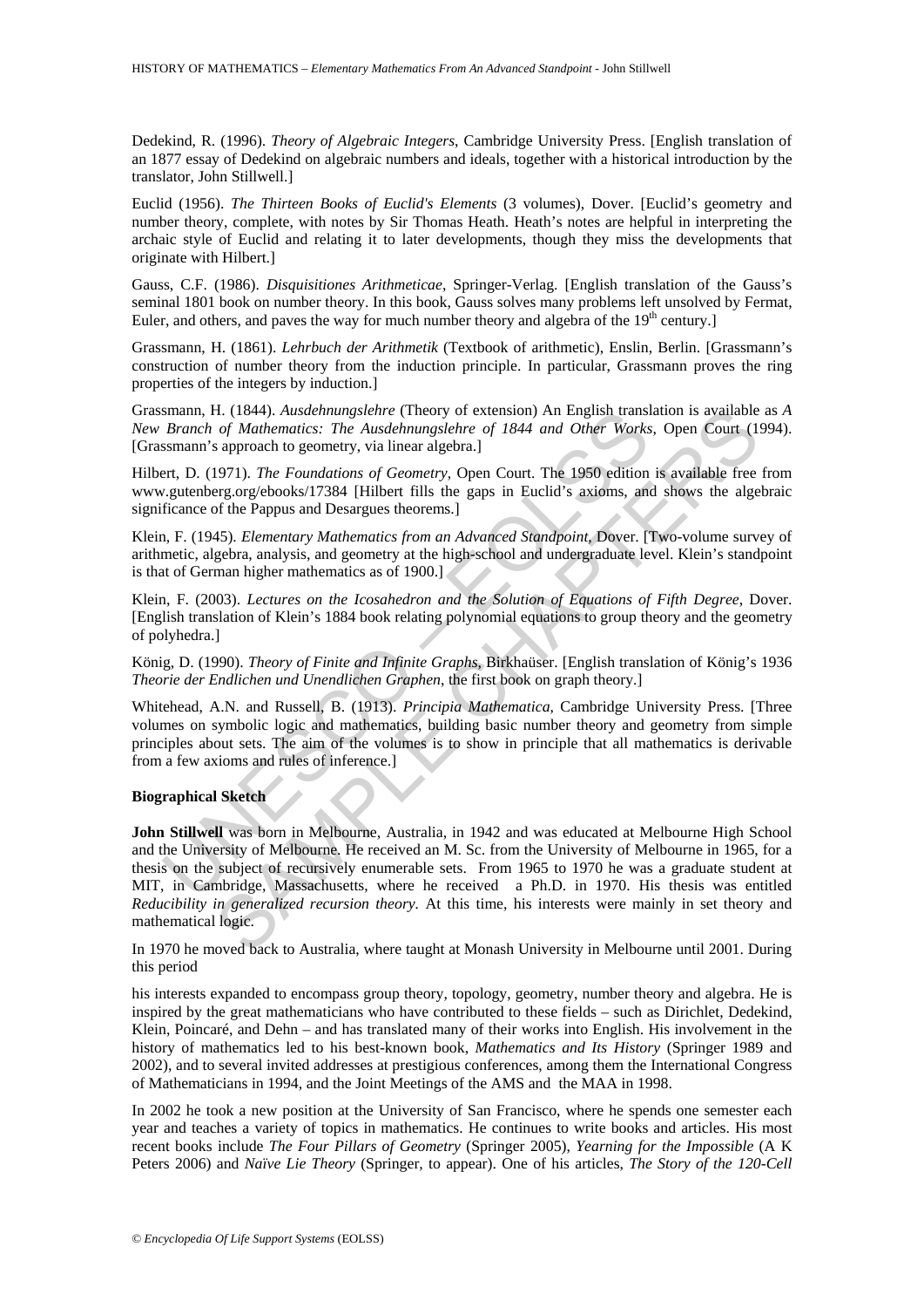Dedekind, R. (1996). *Theory of Algebraic Integers*, Cambridge University Press. [English translation of an 1877 essay of Dedekind on algebraic numbers and ideals, together with a historical introduction by the translator, John Stillwell.]

Euclid (1956). *The Thirteen Books of Euclid's Elements* (3 volumes), Dover. [Euclid's geometry and number theory, complete, with notes by Sir Thomas Heath. Heath's notes are helpful in interpreting the archaic style of Euclid and relating it to later developments, though they miss the developments that originate with Hilbert.]

Gauss, C.F. (1986). *Disquisitiones Arithmeticae*, Springer-Verlag. [English translation of the Gauss's seminal 1801 book on number theory. In this book, Gauss solves many problems left unsolved by Fermat, Euler, and others, and paves the way for much number theory and algebra of the 19th century.]

Grassmann, H. (1861). *Lehrbuch der Arithmetik* (Textbook of arithmetic), Enslin, Berlin. [Grassmann's construction of number theory from the induction principle. In particular, Grassmann proves the ring properties of the integers by induction.]

Grassmann, H. (1844). *Ausdehnungslehre* (Theory of extension) An English translation is available as *A New Branch of Mathematics: The Ausdehnungslehre of 1844 and Other Works*, Open Court (1994). [Grassmann's approach to geometry, via linear algebra.]

Hilbert, D. (1971). *The Foundations of Geometry*, Open Court. The 1950 edition is available free from www.gutenberg.org/ebooks/17384 [Hilbert fills the gaps in Euclid's axioms, and shows the algebraic significance of the Pappus and Desargues theorems.]

Klein, F. (1945). *Elementary Mathematics from an Advanced Standpoint*, Dover. [Two-volume survey of arithmetic, algebra, analysis, and geometry at the high-school and undergraduate level. Klein's standpoint is that of German higher mathematics as of 1900.]

Klein, F. (2003). *Lectures on the Icosahedron and the Solution of Equations of Fifth Degree*, Dover. [English translation of Klein's 1884 book relating polynomial equations to group theory and the geometry of polyhedra.]

König, D. (1990). *Theory of Finite and Infinite Graphs*, Birkhaüser. [English translation of König's 1936 *Theorie der Endlichen und Unendlichen Graphen*, the first book on graph theory.]

Whitehead, A.N. and Russell, B. (1913). *Principia Mathematica*, Cambridge University Press. [Three volumes on symbolic logic and mathematics, building basic number theory and geometry from simple principles about sets. The aim of the volumes is to show in principle that all mathematics is derivable from a few axioms and rules of inference.]

## Biographical Sketch

**John Stillwell** was born in Melbourne, Australia, in 1942 and was educated at Melbourne High School and the University of Melbourne. He received an M. Sc. from the University of Melbourne in 1965, for a thesis on the subject of recursively enumerable sets. From 1965 to 1970 he was a graduate student at MIT, in Cambridge, Massachusetts, where he received a Ph.D. in 1970. His thesis was entitled *Reducibility in generalized recursion theory.* At this time, his interests were mainly in set theory and mathematical logic.

In 1970 he moved back to Australia, where taught at Monash University in Melbourne until 2001. During this period

his interests expanded to encompass group theory, topology, geometry, number theory and algebra. He is inspired by the great mathematicians who have contributed to these fields – such as Dirichlet, Dedekind, Klein, Poincaré, and Dehn – and has translated many of their works into English. His involvement in the history of mathematics led to his best-known book, *Mathematics and Its History* (Springer 1989 and 2002), and to several invited addresses at prestigious conferences, among them the International Congress of Mathematicians in 1994, and the Joint Meetings of the AMS and the MAA in 1998.

In 2002 he took a new position at the University of San Francisco, where he spends one semester each year and teaches a variety of topics in mathematics. He continues to write books and articles. His most recent books include *The Four Pillars of Geometry* (Springer 2005), *Yearning for the Impossible* (A K Peters 2006) and *Naïve Lie Theory* (Springer, to appear). One of his articles, *The Story of the 120-Cell*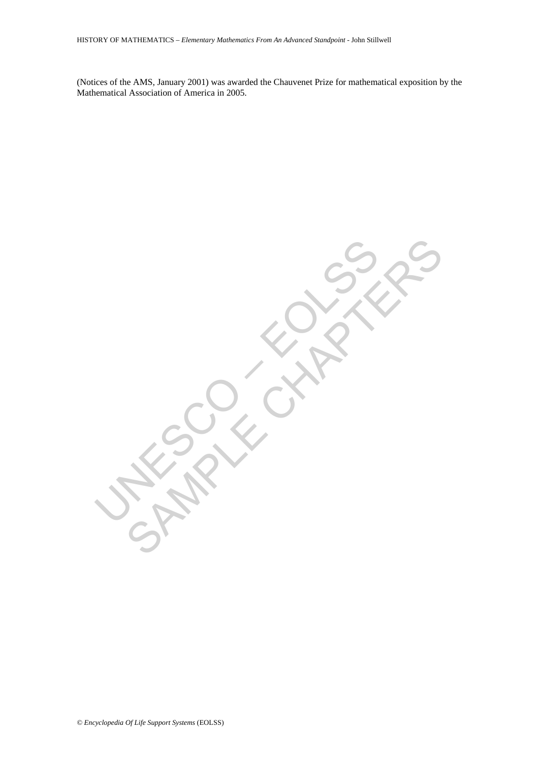(Notices of the AMS, January 2001) was awarded the Chauvenet Prize for mathematical exposition by the Mathematical Association of America in 2005.